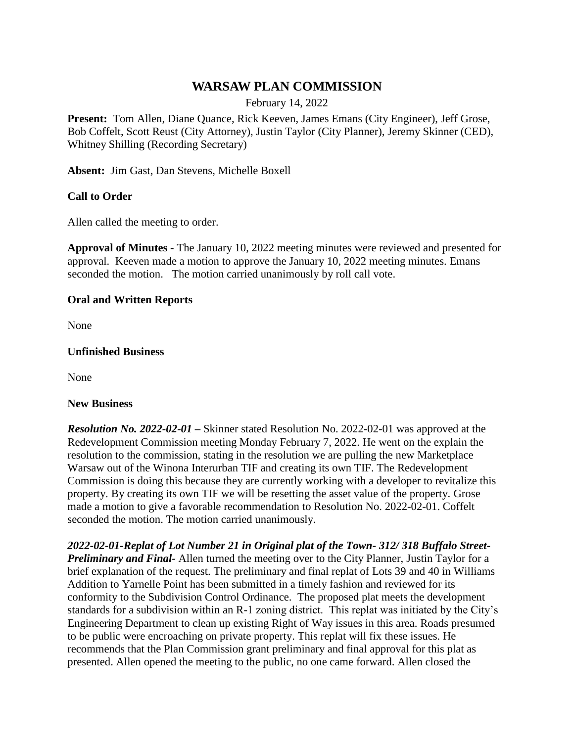# WARSAW PLAN COMMISSION

February 14, 2022

**Present:** Tom Allen, Diane Quance, Rick Keeven, James Emans (City Engineer), Jeff Grose, Bob Coffelt, Scott Reust (City Attorney), Justin Taylor (City Planner), Jeremy Skinner (CED), Whitney Shilling (Recording Secretary)

**Absent:** Jim Gast, Dan Stevens, Michelle Boxell

## Call to Order

Allen called the meeting to order.

**Approval of Minutes -** The January 10, 2022 meeting minutes were reviewed and presented for approval. Keeven made a motion to approve the January 10, 2022 meeting minutes. Emans seconded the motion. The motion carried unanimously by roll call vote.

## Oral and Written Reports

None

## Unfinished Business

None

## New Business

***Resolution No. 2022-02-01 –*** Skinner stated Resolution No. 2022-02-01 was approved at the Redevelopment Commission meeting Monday February 7, 2022. He went on the explain the resolution to the commission, stating in the resolution we are pulling the new Marketplace Warsaw out of the Winona Interurban TIF and creating its own TIF. The Redevelopment Commission is doing this because they are currently working with a developer to revitalize this property. By creating its own TIF we will be resetting the asset value of the property. Grose made a motion to give a favorable recommendation to Resolution No. 2022-02-01. Coffelt seconded the motion. The motion carried unanimously.

***2022-02-01-Replat of Lot Number 21 in Original plat of the Town- 312/ 318 Buffalo Street- Preliminary and Final-*** Allen turned the meeting over to the City Planner, Justin Taylor for a brief explanation of the request. The preliminary and final replat of Lots 39 and 40 in Williams Addition to Yarnelle Point has been submitted in a timely fashion and reviewed for its conformity to the Subdivision Control Ordinance. The proposed plat meets the development standards for a subdivision within an R-1 zoning district. This replat was initiated by the City's Engineering Department to clean up existing Right of Way issues in this area. Roads presumed to be public were encroaching on private property. This replat will fix these issues. He recommends that the Plan Commission grant preliminary and final approval for this plat as presented. Allen opened the meeting to the public, no one came forward. Allen closed the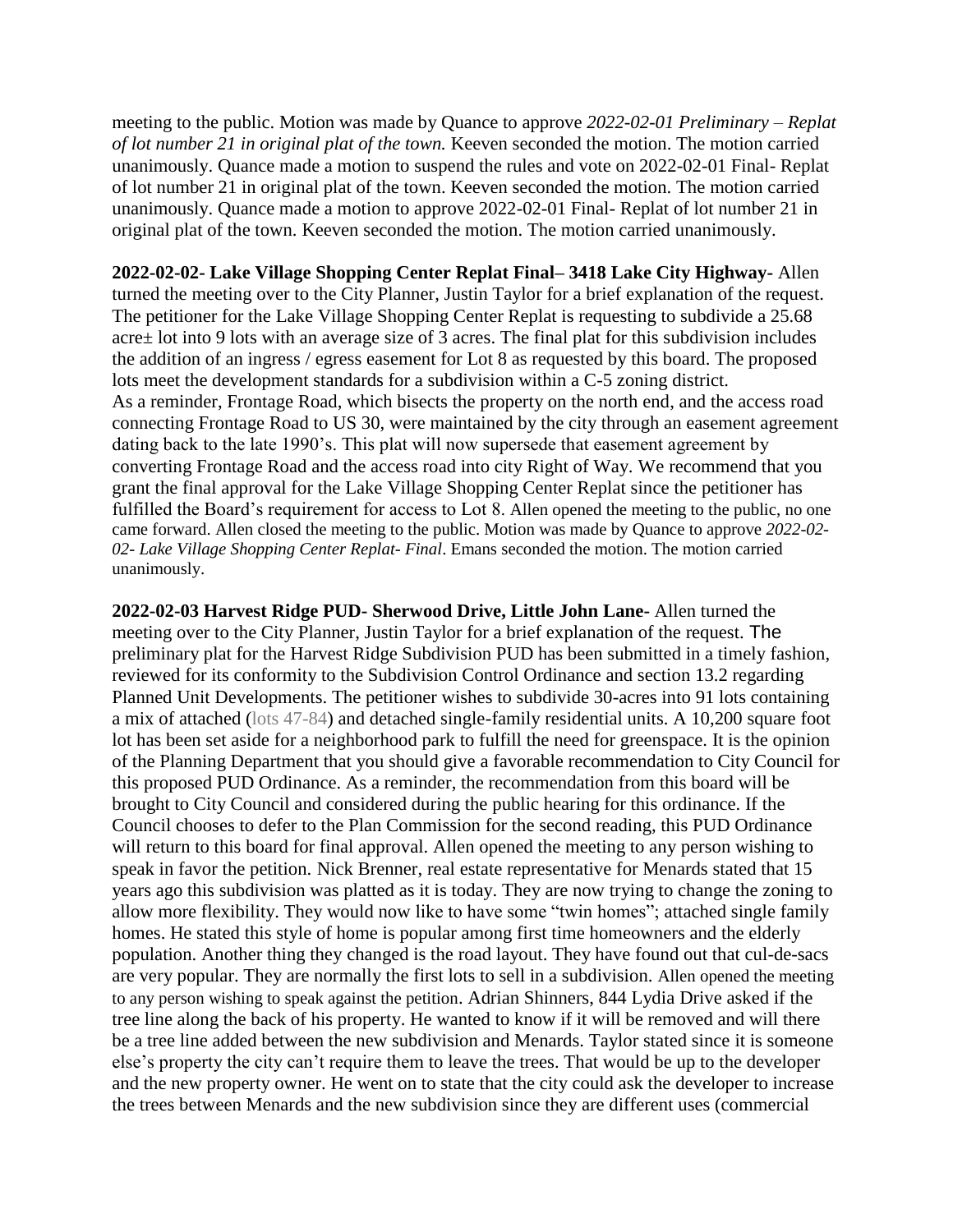meeting to the public. Motion was made by Quance to approve *2022-02-01 Preliminary – Replat of lot number 21 in original plat of the town.* Keeven seconded the motion. The motion carried unanimously. Quance made a motion to suspend the rules and vote on 2022-02-01 Final- Replat of lot number 21 in original plat of the town. Keeven seconded the motion. The motion carried unanimously. Quance made a motion to approve 2022-02-01 Final- Replat of lot number 21 in original plat of the town. Keeven seconded the motion. The motion carried unanimously.

**2022-02-02- Lake Village Shopping Center Replat Final– 3418 Lake City Highway-** Allen turned the meeting over to the City Planner, Justin Taylor for a brief explanation of the request. The petitioner for the Lake Village Shopping Center Replat is requesting to subdivide a 25.68 acre± lot into 9 lots with an average size of 3 acres. The final plat for this subdivision includes the addition of an ingress / egress easement for Lot 8 as requested by this board. The proposed lots meet the development standards for a subdivision within a C-5 zoning district.
As a reminder, Frontage Road, which bisects the property on the north end, and the access road connecting Frontage Road to US 30, were maintained by the city through an easement agreement dating back to the late 1990's. This plat will now supersede that easement agreement by converting Frontage Road and the access road into city Right of Way. We recommend that you grant the final approval for the Lake Village Shopping Center Replat since the petitioner has fulfilled the Board's requirement for access to Lot 8. Allen opened the meeting to the public, no one came forward. Allen closed the meeting to the public. Motion was made by Quance to approve *2022-02-02- Lake Village Shopping Center Replat- Final*. Emans seconded the motion. The motion carried unanimously.

**2022-02-03 Harvest Ridge PUD- Sherwood Drive, Little John Lane-** Allen turned the meeting over to the City Planner, Justin Taylor for a brief explanation of the request. The preliminary plat for the Harvest Ridge Subdivision PUD has been submitted in a timely fashion, reviewed for its conformity to the Subdivision Control Ordinance and section 13.2 regarding Planned Unit Developments. The petitioner wishes to subdivide 30-acres into 91 lots containing a mix of attached (lots 47-84) and detached single-family residential units. A 10,200 square foot lot has been set aside for a neighborhood park to fulfill the need for greenspace. It is the opinion of the Planning Department that you should give a favorable recommendation to City Council for this proposed PUD Ordinance. As a reminder, the recommendation from this board will be brought to City Council and considered during the public hearing for this ordinance. If the Council chooses to defer to the Plan Commission for the second reading, this PUD Ordinance will return to this board for final approval. Allen opened the meeting to any person wishing to speak in favor the petition. Nick Brenner, real estate representative for Menards stated that 15 years ago this subdivision was platted as it is today. They are now trying to change the zoning to allow more flexibility. They would now like to have some "twin homes"; attached single family homes. He stated this style of home is popular among first time homeowners and the elderly population. Another thing they changed is the road layout. They have found out that cul-de-sacs are very popular. They are normally the first lots to sell in a subdivision. Allen opened the meeting to any person wishing to speak against the petition. Adrian Shinners, 844 Lydia Drive asked if the tree line along the back of his property. He wanted to know if it will be removed and will there be a tree line added between the new subdivision and Menards. Taylor stated since it is someone else's property the city can't require them to leave the trees. That would be up to the developer and the new property owner. He went on to state that the city could ask the developer to increase the trees between Menards and the new subdivision since they are different uses (commercial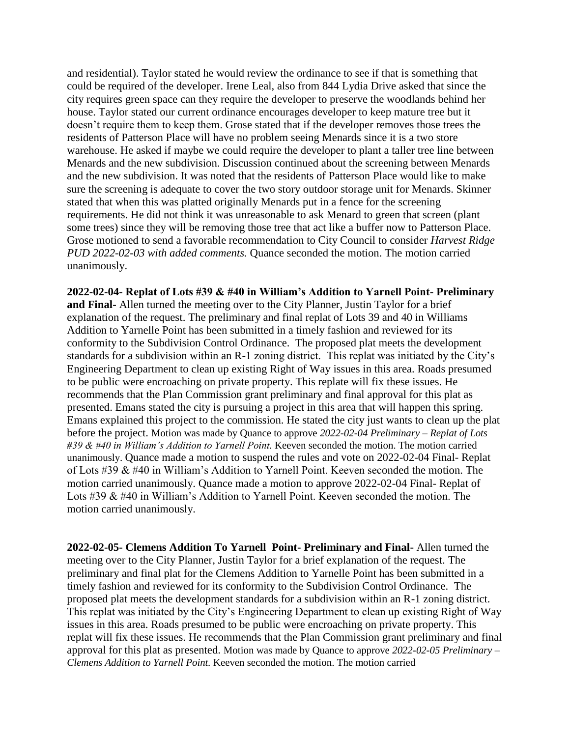and residential). Taylor stated he would review the ordinance to see if that is something that could be required of the developer. Irene Leal, also from 844 Lydia Drive asked that since the city requires green space can they require the developer to preserve the woodlands behind her house. Taylor stated our current ordinance encourages developer to keep mature tree but it doesn't require them to keep them. Grose stated that if the developer removes those trees the residents of Patterson Place will have no problem seeing Menards since it is a two store warehouse. He asked if maybe we could require the developer to plant a taller tree line between Menards and the new subdivision. Discussion continued about the screening between Menards and the new subdivision. It was noted that the residents of Patterson Place would like to make sure the screening is adequate to cover the two story outdoor storage unit for Menards. Skinner stated that when this was platted originally Menards put in a fence for the screening requirements. He did not think it was unreasonable to ask Menard to green that screen (plant some trees) since they will be removing those tree that act like a buffer now to Patterson Place. Grose motioned to send a favorable recommendation to City Council to consider *Harvest Ridge PUD 2022-02-03 with added comments.* Quance seconded the motion. The motion carried unanimously.

**2022-02-04- Replat of Lots #39 & #40 in William's Addition to Yarnell Point- Preliminary and Final-** Allen turned the meeting over to the City Planner, Justin Taylor for a brief explanation of the request. The preliminary and final replat of Lots 39 and 40 in Williams Addition to Yarnelle Point has been submitted in a timely fashion and reviewed for its conformity to the Subdivision Control Ordinance. The proposed plat meets the development standards for a subdivision within an R-1 zoning district. This replat was initiated by the City's Engineering Department to clean up existing Right of Way issues in this area. Roads presumed to be public were encroaching on private property. This replate will fix these issues. He recommends that the Plan Commission grant preliminary and final approval for this plat as presented. Emans stated the city is pursuing a project in this area that will happen this spring. Emans explained this project to the commission. He stated the city just wants to clean up the plat before the project. Motion was made by Quance to approve *2022-02-04 Preliminary – Replat of Lots #39 & #40 in William's Addition to Yarnell Point.* Keeven seconded the motion. The motion carried unanimously. Quance made a motion to suspend the rules and vote on 2022-02-04 Final- Replat of Lots #39 & #40 in William's Addition to Yarnell Point. Keeven seconded the motion. The motion carried unanimously. Quance made a motion to approve 2022-02-04 Final- Replat of Lots #39 & #40 in William's Addition to Yarnell Point. Keeven seconded the motion. The motion carried unanimously.

**2022-02-05- Clemens Addition To Yarnell Point- Preliminary and Final-** Allen turned the meeting over to the City Planner, Justin Taylor for a brief explanation of the request. The preliminary and final plat for the Clemens Addition to Yarnelle Point has been submitted in a timely fashion and reviewed for its conformity to the Subdivision Control Ordinance. The proposed plat meets the development standards for a subdivision within an R-1 zoning district. This replat was initiated by the City's Engineering Department to clean up existing Right of Way issues in this area. Roads presumed to be public were encroaching on private property. This replat will fix these issues. He recommends that the Plan Commission grant preliminary and final approval for this plat as presented. Motion was made by Quance to approve *2022-02-05 Preliminary – Clemens Addition to Yarnell Point.* Keeven seconded the motion. The motion carried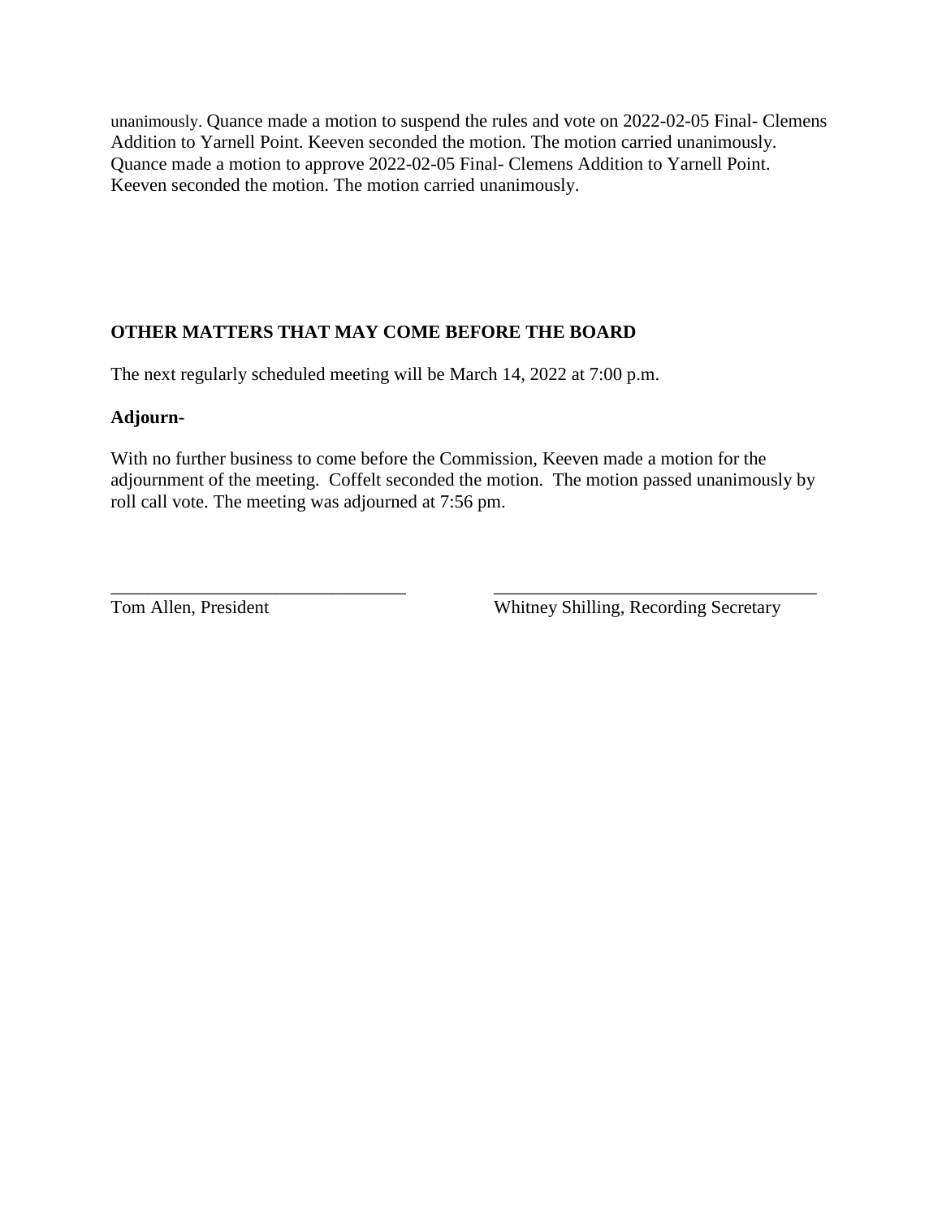unanimously. Quance made a motion to suspend the rules and vote on 2022-02-05 Final- Clemens Addition to Yarnell Point. Keeven seconded the motion. The motion carried unanimously. Quance made a motion to approve 2022-02-05 Final- Clemens Addition to Yarnell Point. Keeven seconded the motion. The motion carried unanimously.

**OTHER MATTERS THAT MAY COME BEFORE THE BOARD**

The next regularly scheduled meeting will be March 14, 2022 at 7:00 p.m.

**Adjourn-**

With no further business to come before the Commission, Keeven made a motion for the adjournment of the meeting. Coffelt seconded the motion. The motion passed unanimously by roll call vote. The meeting was adjourned at 7:56 pm.

_______________________________ Tom Allen, President

_________________________________ Whitney Shilling, Recording Secretary